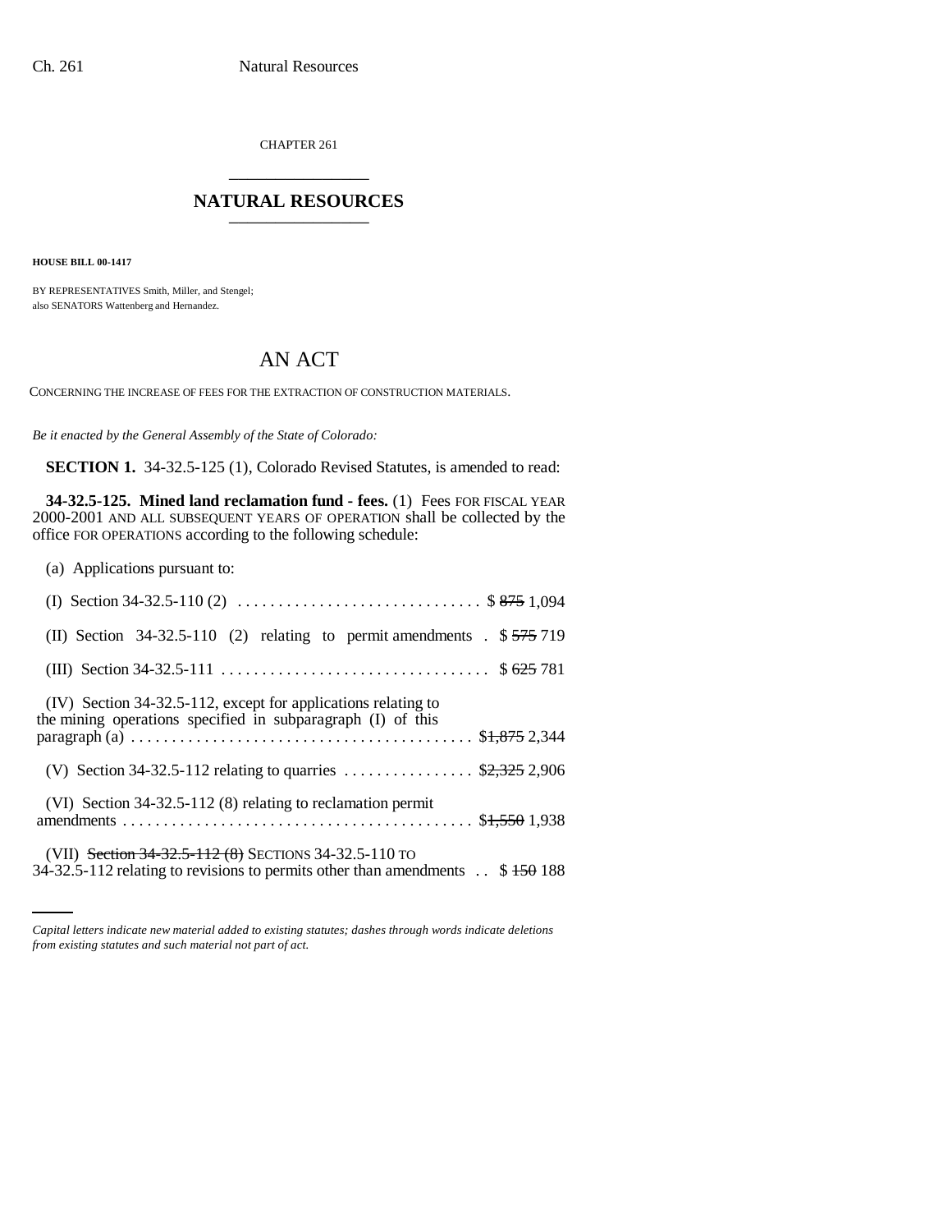CHAPTER 261

# NATURAL RESOURCES

**HOUSE BILL 00-1417**

BY REPRESENTATIVES Smith, Miller, and Stengel;
also SENATORS Wattenberg and Hernandez.

## AN ACT

CONCERNING THE INCREASE OF FEES FOR THE EXTRACTION OF CONSTRUCTION MATERIALS.

*Be it enacted by the General Assembly of the State of Colorado:*

**SECTION 1.** 34-32.5-125 (1), Colorado Revised Statutes, is amended to read:

**34-32.5-125. Mined land reclamation fund - fees.** (1) Fees FOR FISCAL YEAR 2000-2001 AND ALL SUBSEQUENT YEARS OF OPERATION shall be collected by the office FOR OPERATIONS according to the following schedule:

(a) Applications pursuant to:

(I) Section 34-32.5-110 (2) . . . . . . . . . . . . . . . . . . . . . . . . . . . . . . $ ~~875~~ 1,094

(II) Section 34-32.5-110 (2) relating to permit amendments . $ ~~575~~ 719

(III) Section 34-32.5-111 . . . . . . . . . . . . . . . . . . . . . . . . . . . . . . . . $ ~~625~~ 781

(IV) Section 34-32.5-112, except for applications relating to the mining operations specified in subparagraph (I) of this paragraph (a) . . . . . . . . . . . . . . . . . . . . . . . . . . . . . . . . . . . . . . . . $~~1,875~~ 2,344

(V) Section 34-32.5-112 relating to quarries . . . . . . . . . . . . . . . . $~~2,325~~ 2,906

(VI) Section 34-32.5-112 (8) relating to reclamation permit amendments . . . . . . . . . . . . . . . . . . . . . . . . . . . . . . . . . . . . . . . . . . $~~1,550~~ 1,938

(VII) ~~Section 34-32.5-112 (8)~~ SECTIONS 34-32.5-110 TO 34-32.5-112 relating to revisions to permits other than amendments . . $ ~~150~~ 188

*Capital letters indicate new material added to existing statutes; dashes through words indicate deletions from existing statutes and such material not part of act.*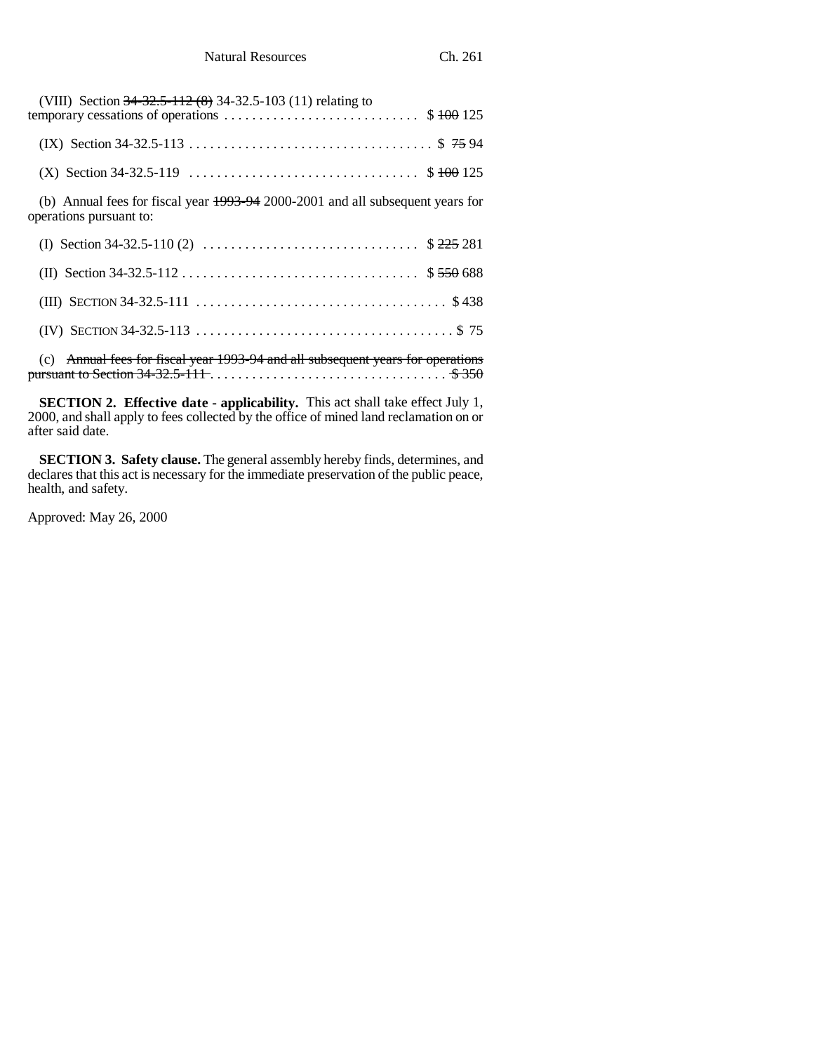(VIII) Section ~~34-32.5-112 (8)~~ 34-32.5-103 (11) relating to temporary cessations of operations . . . . . . . . . . . . . . . . . . . . . . . . . . . . $ ~~100~~ 125

(IX) Section 34-32.5-113 . . . . . . . . . . . . . . . . . . . . . . . . . . . . . . . . . . . $ ~~75~~ 94

(X) Section 34-32.5-119 . . . . . . . . . . . . . . . . . . . . . . . . . . . . . . . . $ ~~100~~ 125

(b) Annual fees for fiscal year ~~1993-94~~ 2000-2001 and all subsequent years for operations pursuant to:

(I) Section 34-32.5-110 (2) . . . . . . . . . . . . . . . . . . . . . . . . . . . . . . . $ ~~225~~ 281

(II) Section 34-32.5-112 . . . . . . . . . . . . . . . . . . . . . . . . . . . . . . . . . . $ ~~550~~ 688

(III) SECTION 34-32.5-111 . . . . . . . . . . . . . . . . . . . . . . . . . . . . . . . . . . . . $ 438

(IV) SECTION 34-32.5-113 . . . . . . . . . . . . . . . . . . . . . . . . . . . . . . . . . . . . . $ 75

(c) ~~Annual fees for fiscal year 1993-94 and all subsequent years for operations pursuant to Section 34-32.5-111 . . . . . . . . . . . . . . . . . . . . . . . . . . . . . . . . . . $ 350~~

**SECTION 2. Effective date - applicability.** This act shall take effect July 1, 2000, and shall apply to fees collected by the office of mined land reclamation on or after said date.

**SECTION 3. Safety clause.** The general assembly hereby finds, determines, and declares that this act is necessary for the immediate preservation of the public peace, health, and safety.

Approved: May 26, 2000